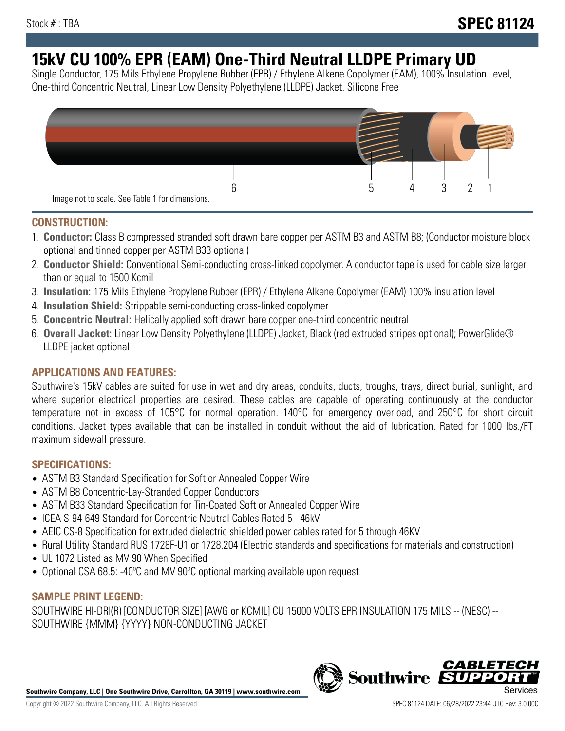Stock # : TBA

# SPEC 81124

# 15kV CU 100% EPR (EAM) One-Third Neutral LLDPE Primary UD

Single Conductor, 175 Mils Ethylene Propylene Rubber (EPR) / Ethylene Alkene Copolymer (EAM), 100% Insulation Level, One-third Concentric Neutral, Linear Low Density Polyethylene (LLDPE) Jacket. Silicone Free

6 5 4 3 2 1

Image not to scale. See Table 1 for dimensions.

## CONSTRUCTION:

1. **Conductor:** Class B compressed stranded soft drawn bare copper per ASTM B3 and ASTM B8; (Conductor moisture block optional and tinned copper per ASTM B33 optional)
2. **Conductor Shield:** Conventional Semi-conducting cross-linked copolymer. A conductor tape is used for cable size larger than or equal to 1500 Kcmil
3. **Insulation:** 175 Mils Ethylene Propylene Rubber (EPR) / Ethylene Alkene Copolymer (EAM) 100% insulation level
4. **Insulation Shield:** Strippable semi-conducting cross-linked copolymer
5. **Concentric Neutral:** Helically applied soft drawn bare copper one-third concentric neutral
6. **Overall Jacket:** Linear Low Density Polyethylene (LLDPE) Jacket, Black (red extruded stripes optional); PowerGlide® LLDPE jacket optional

## APPLICATIONS AND FEATURES:

Southwire's 15kV cables are suited for use in wet and dry areas, conduits, ducts, troughs, trays, direct burial, sunlight, and where superior electrical properties are desired. These cables are capable of operating continuously at the conductor temperature not in excess of 105°C for normal operation. 140°C for emergency overload, and 250°C for short circuit conditions. Jacket types available that can be installed in conduit without the aid of lubrication. Rated for 1000 lbs./FT maximum sidewall pressure.

## SPECIFICATIONS:

- ASTM B3 Standard Specification for Soft or Annealed Copper Wire
- ASTM B8 Concentric-Lay-Stranded Copper Conductors
- ASTM B33 Standard Specification for Tin-Coated Soft or Annealed Copper Wire
- ICEA S-94-649 Standard for Concentric Neutral Cables Rated 5 - 46kV
- AEIC CS-8 Specification for extruded dielectric shielded power cables rated for 5 through 46KV
- Rural Utility Standard RUS 1728F-U1 or 1728.204 (Electric standards and specifications for materials and construction)
- UL 1072 Listed as MV 90 When Specified
- Optional CSA 68.5: -40ºC and MV 90ºC optional marking available upon request

## SAMPLE PRINT LEGEND:

SOUTHWIRE HI-DRI(R) [CONDUCTOR SIZE] [AWG or KCMIL] CU 15000 VOLTS EPR INSULATION 175 MILS -- (NESC) -- SOUTHWIRE {MMM} {YYYY} NON-CONDUCTING JACKET

**Southwire Company, LLC | One Southwire Drive, Carrollton, GA 30119 | www.southwire.com**

Copyright © 2022 Southwire Company, LLC. All Rights Reserved

SPEC 81124 DATE: 06/28/2022 23:44 UTC Rev: 3.0.00C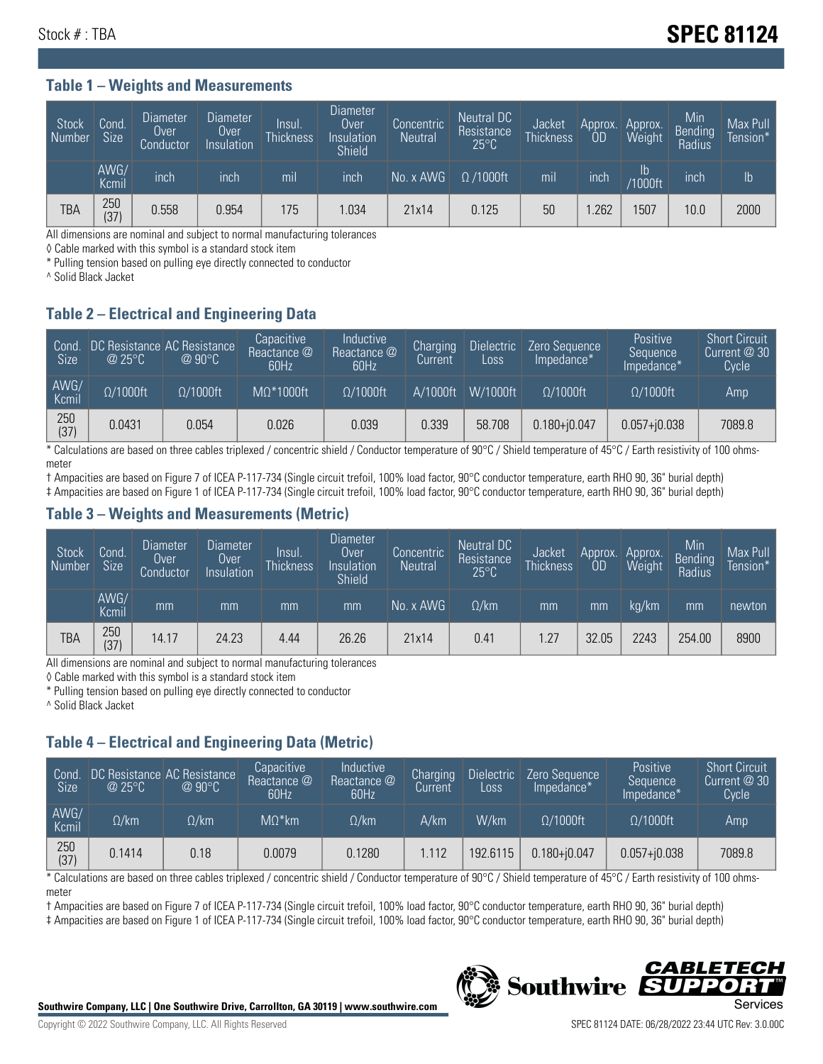Stock # : TBA

# SPEC 81124

### Table 1 – Weights and Measurements

| Stock Number | Cond. Size | Diameter Over Conductor | Diameter Over Insulation | Insul. Thickness | Diameter Over Insulation Shield | Concentric Neutral | Neutral DC Resistance 25°C | Jacket Thickness | Approx. OD | Approx. Weight | Min Bending Radius | Max Pull Tension* |
|---|---|---|---|---|---|---|---|---|---|---|---|---|
| | AWG/ Kcmil | inch | inch | mil | inch | No. x AWG | Ω /1000ft | mil | inch | lb /1000ft | inch | lb |
| TBA | 250 (37) | 0.558 | 0.954 | 175 | 1.034 | 21x14 | 0.125 | 50 | 1.262 | 1507 | 10.0 | 2000 |

All dimensions are nominal and subject to normal manufacturing tolerances

◊ Cable marked with this symbol is a standard stock item

* Pulling tension based on pulling eye directly connected to conductor

^ Solid Black Jacket

### Table 2 – Electrical and Engineering Data

| Cond. Size | DC Resistance @ 25°C | AC Resistance @ 90°C | Capacitive Reactance @ 60Hz | Inductive Reactance @ 60Hz | Charging Current | Dielectric Loss | Zero Sequence Impedance* | Positive Sequence Impedance* | Short Circuit Current @ 30 Cycle |
|---|---|---|---|---|---|---|---|---|---|
| AWG/ Kcmil | Ω/1000ft | Ω/1000ft | MΩ*1000ft | Ω/1000ft | A/1000ft | W/1000ft | Ω/1000ft | Ω/1000ft | Amp |
| 250 (37) | 0.0431 | 0.054 | 0.026 | 0.039 | 0.339 | 58.708 | 0.180+j0.047 | 0.057+j0.038 | 7089.8 |

* Calculations are based on three cables triplexed / concentric shield / Conductor temperature of 90°C / Shield temperature of 45°C / Earth resistivity of 100 ohms-meter

† Ampacities are based on Figure 7 of ICEA P-117-734 (Single circuit trefoil, 100% load factor, 90°C conductor temperature, earth RHO 90, 36" burial depth)

‡ Ampacities are based on Figure 1 of ICEA P-117-734 (Single circuit trefoil, 100% load factor, 90°C conductor temperature, earth RHO 90, 36" burial depth)

### Table 3 – Weights and Measurements (Metric)

| Stock Number | Cond. Size | Diameter Over Conductor | Diameter Over Insulation | Insul. Thickness | Diameter Over Insulation Shield | Concentric Neutral | Neutral DC Resistance 25°C | Jacket Thickness | Approx. OD | Approx. Weight | Min Bending Radius | Max Pull Tension* |
|---|---|---|---|---|---|---|---|---|---|---|---|---|
| | AWG/ Kcmil | mm | mm | mm | mm | No. x AWG | Ω/km | mm | mm | kg/km | mm | newton |
| TBA | 250 (37) | 14.17 | 24.23 | 4.44 | 26.26 | 21x14 | 0.41 | 1.27 | 32.05 | 2243 | 254.00 | 8900 |

All dimensions are nominal and subject to normal manufacturing tolerances

◊ Cable marked with this symbol is a standard stock item

* Pulling tension based on pulling eye directly connected to conductor

^ Solid Black Jacket

### Table 4 – Electrical and Engineering Data (Metric)

| Cond. Size | DC Resistance @ 25°C | AC Resistance @ 90°C | Capacitive Reactance @ 60Hz | Inductive Reactance @ 60Hz | Charging Current | Dielectric Loss | Zero Sequence Impedance* | Positive Sequence Impedance* | Short Circuit Current @ 30 Cycle |
|---|---|---|---|---|---|---|---|---|---|
| AWG/ Kcmil | Ω/km | Ω/km | MΩ*km | Ω/km | A/km | W/km | Ω/1000ft | Ω/1000ft | Amp |
| 250 (37) | 0.1414 | 0.18 | 0.0079 | 0.1280 | 1.112 | 192.6115 | 0.180+j0.047 | 0.057+j0.038 | 7089.8 |

* Calculations are based on three cables triplexed / concentric shield / Conductor temperature of 90°C / Shield temperature of 45°C / Earth resistivity of 100 ohms-meter

† Ampacities are based on Figure 7 of ICEA P-117-734 (Single circuit trefoil, 100% load factor, 90°C conductor temperature, earth RHO 90, 36" burial depth)

‡ Ampacities are based on Figure 1 of ICEA P-117-734 (Single circuit trefoil, 100% load factor, 90°C conductor temperature, earth RHO 90, 36" burial depth)

**Southwire Company, LLC | One Southwire Drive, Carrollton, GA 30119 | www.southwire.com**

Copyright © 2022 Southwire Company, LLC. All Rights Reserved

SPEC 81124 DATE: 06/28/2022 23:44 UTC Rev: 3.0.00C